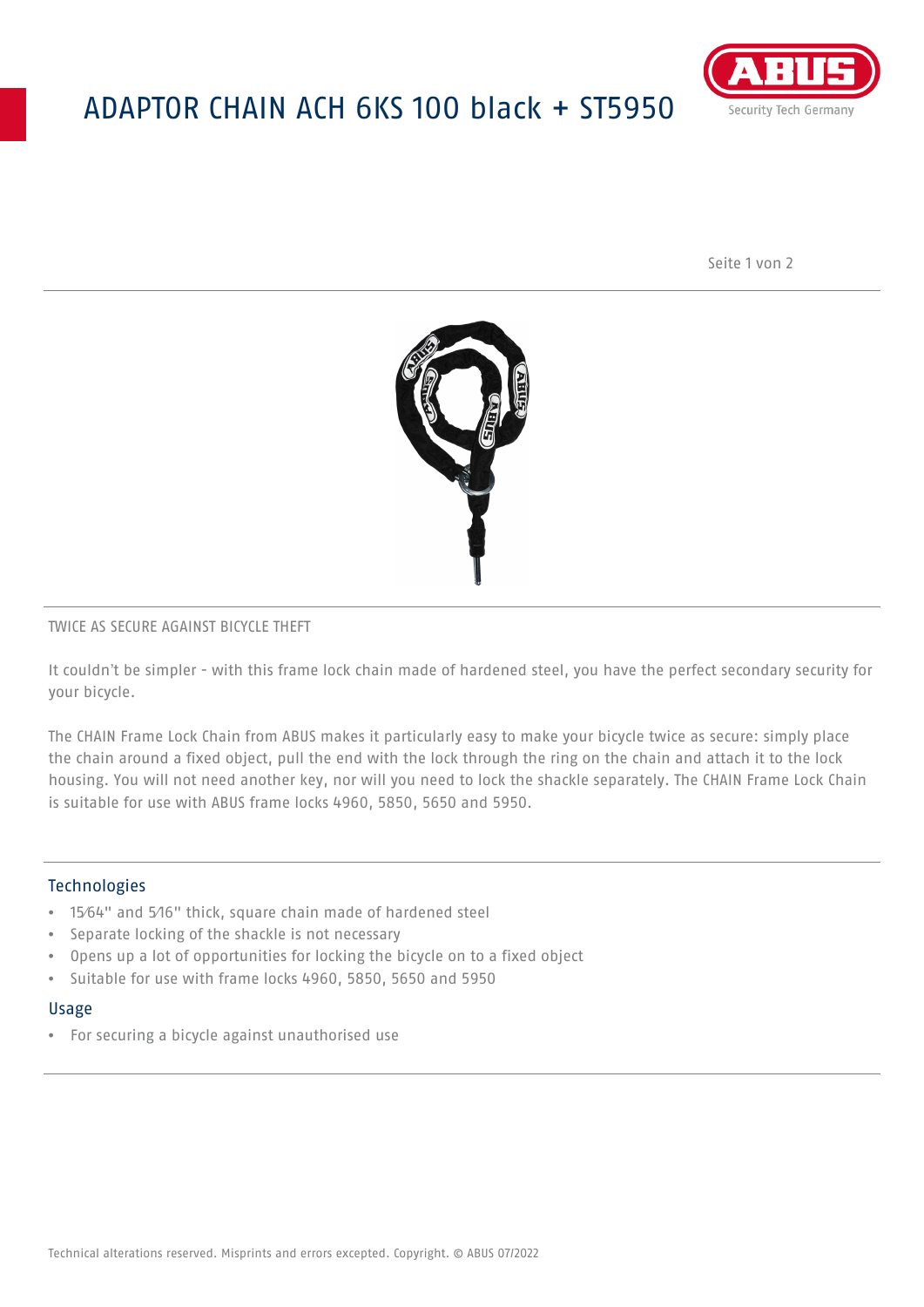# ADAPTOR CHAIN ACH 6KS 100 black + ST5950

TWICE AS SECURE AGAINST BICYCLE THEFT

It couldn't be simpler - with this frame lock chain made of hardened steel, you have the perfect secondary security for your bicycle.

The CHAIN Frame Lock Chain from ABUS makes it particularly easy to make your bicycle twice as secure: simply place the chain around a fixed object, pull the end with the lock through the ring on the chain and attach it to the lock housing. You will not need another key, nor will you need to lock the shackle separately. The CHAIN Frame Lock Chain is suitable for use with ABUS frame locks 4960, 5850, 5650 and 5950.

## Technologies

- 15⁄64" and 5⁄16" thick, square chain made of hardened steel
- Separate locking of the shackle is not necessary
- Opens up a lot of opportunities for locking the bicycle on to a fixed object
- Suitable for use with frame locks 4960, 5850, 5650 and 5950

## Usage

- For securing a bicycle against unauthorised use

Technical alterations reserved. Misprints and errors excepted. Copyright. © ABUS 07/2022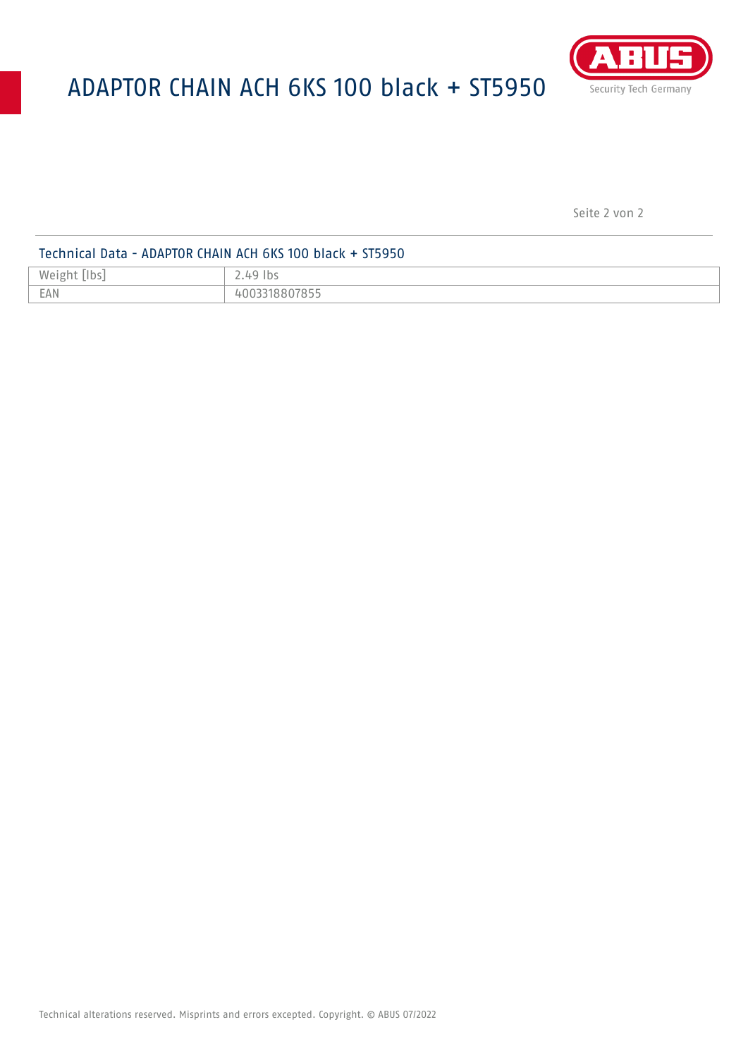## Technical Data - ADAPTOR CHAIN ACH 6KS 100 black + ST5950

| | |
|---|---|
| Weight [lbs] | 2.49 lbs |
| EAN | 4003318807855 |

Technical alterations reserved. Misprints and errors excepted. Copyright. © ABUS 07/2022